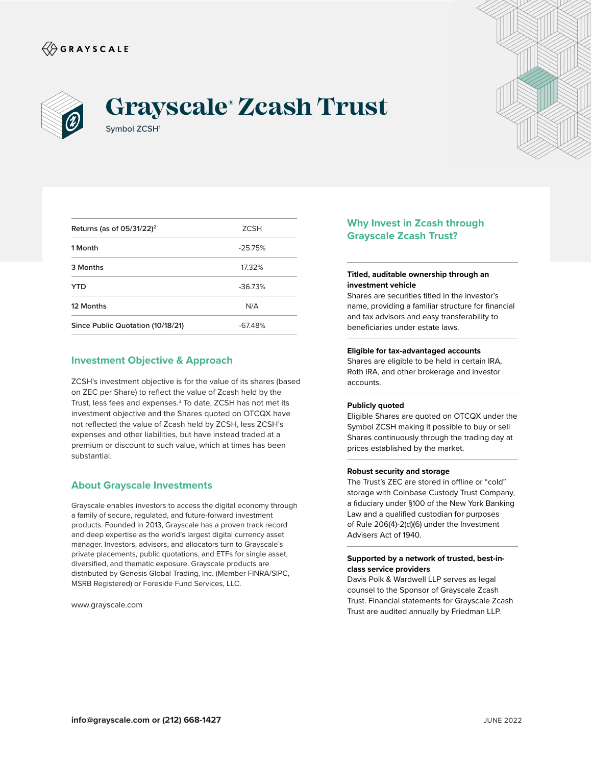GRAYSCALE

# Grayscale® Zcash Trust

Symbol ZCSH[1]

| Returns (as of 05/31/22)[2] | ZCSH |
| --- | --- |
| 1 Month | -25.75% |
| 3 Months | 17.32% |
| YTD | -36.73% |
| 12 Months | N/A |
| Since Public Quotation (10/18/21) | -67.48% |

## Investment Objective & Approach

ZCSH's investment objective is for the value of its shares (based on ZEC per Share) to reflect the value of Zcash held by the Trust, less fees and expenses.[3] To date, ZCSH has not met its investment objective and the Shares quoted on OTCQX have not reflected the value of Zcash held by ZCSH, less ZCSH's expenses and other liabilities, but have instead traded at a premium or discount to such value, which at times has been substantial.

## About Grayscale Investments

Grayscale enables investors to access the digital economy through a family of secure, regulated, and future-forward investment products. Founded in 2013, Grayscale has a proven track record and deep expertise as the world's largest digital currency asset manager. Investors, advisors, and allocators turn to Grayscale's private placements, public quotations, and ETFs for single asset, diversified, and thematic exposure. Grayscale products are distributed by Genesis Global Trading, Inc. (Member FINRA/SIPC, MSRB Registered) or Foreside Fund Services, LLC.

www.grayscale.com

## Why Invest in Zcash through Grayscale Zcash Trust?

**Titled, auditable ownership through an investment vehicle**
Shares are securities titled in the investor's name, providing a familiar structure for financial and tax advisors and easy transferability to beneficiaries under estate laws.

**Eligible for tax-advantaged accounts**
Shares are eligible to be held in certain IRA, Roth IRA, and other brokerage and investor accounts.

**Publicly quoted**
Eligible Shares are quoted on OTCQX under the Symbol ZCSH making it possible to buy or sell Shares continuously through the trading day at prices established by the market.

**Robust security and storage**
The Trust's ZEC are stored in offline or "cold" storage with Coinbase Custody Trust Company, a fiduciary under §100 of the New York Banking Law and a qualified custodian for purposes of Rule 206(4)-2(d)(6) under the Investment Advisers Act of 1940.

**Supported by a network of trusted, best-in-class service providers**
Davis Polk & Wardwell LLP serves as legal counsel to the Sponsor of Grayscale Zcash Trust. Financial statements for Grayscale Zcash Trust are audited annually by Friedman LLP.

**info@grayscale.com or (212) 668-1427**

JUNE 2022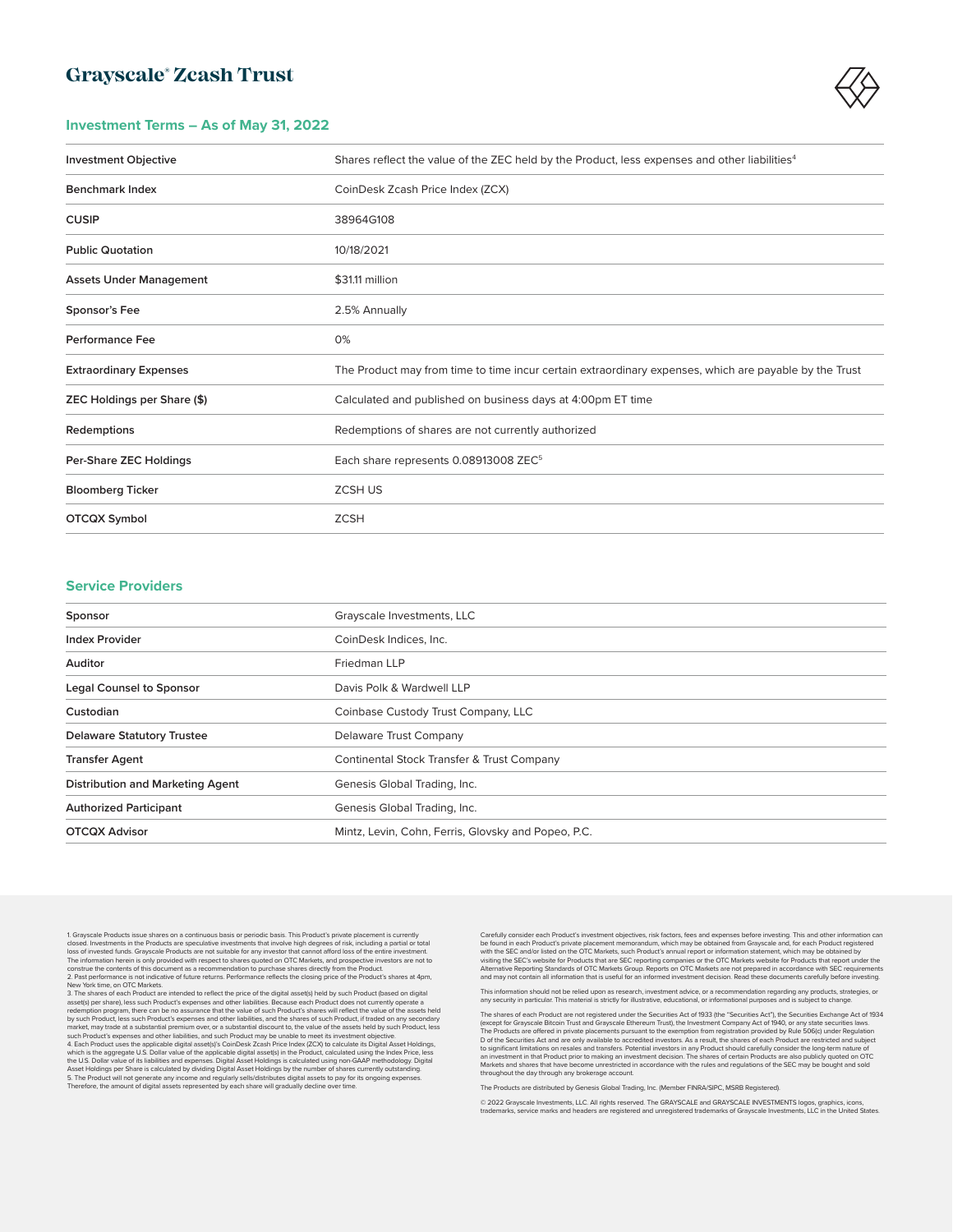# Grayscale® Zcash Trust

## Investment Terms – As of May 31, 2022

| | |
|---|---|
| Investment Objective | Shares reflect the value of the ZEC held by the Product, less expenses and other liabilities[4] |
| Benchmark Index | CoinDesk Zcash Price Index (ZCX) |
| CUSIP | 38964G108 |
| Public Quotation | 10/18/2021 |
| Assets Under Management | $31.11 million |
| Sponsor's Fee | 2.5% Annually |
| Performance Fee | 0% |
| Extraordinary Expenses | The Product may from time to time incur certain extraordinary expenses, which are payable by the Trust |
| ZEC Holdings per Share ($) | Calculated and published on business days at 4:00pm ET time |
| Redemptions | Redemptions of shares are not currently authorized |
| Per-Share ZEC Holdings | Each share represents 0.08913008 ZEC[5] |
| Bloomberg Ticker | ZCSH US |
| OTCQX Symbol | ZCSH |

## Service Providers

| | |
|---|---|
| Sponsor | Grayscale Investments, LLC |
| Index Provider | CoinDesk Indices, Inc. |
| Auditor | Friedman LLP |
| Legal Counsel to Sponsor | Davis Polk & Wardwell LLP |
| Custodian | Coinbase Custody Trust Company, LLC |
| Delaware Statutory Trustee | Delaware Trust Company |
| Transfer Agent | Continental Stock Transfer & Trust Company |
| Distribution and Marketing Agent | Genesis Global Trading, Inc. |
| Authorized Participant | Genesis Global Trading, Inc. |
| OTCQX Advisor | Mintz, Levin, Cohn, Ferris, Glovsky and Popeo, P.C. |

1. Grayscale Products issue shares on a continuous basis or periodic basis. This Product's private placement is currently closed. Investments in the Products are speculative investments that involve high degrees of risk, including a partial or total loss of invested funds. Grayscale Products are not suitable for any investor that cannot afford loss of the entire investment. The information herein is only provided with respect to shares quoted on OTC Markets, and prospective investors are not to construe the contents of this document as a recommendation to purchase shares directly from the Product.
2. Past performance is not indicative of future returns. Performance reflects the closing price of the Product's shares at 4pm, New York time, on OTC Markets.
3. The shares of each Product are intended to reflect the price of the digital asset(s) held by such Product (based on digital asset(s) per share), less such Product's expenses and other liabilities. Because each Product does not currently operate a redemption program, there can be no assurance that the value of such Product's shares will reflect the value of the assets held by such Product, less such Product's expenses and other liabilities, and the shares of such Product, if traded on any secondary market, may trade at a substantial premium over, or a substantial discount to, the value of the assets held by such Product, less such Product's expenses and other liabilities, and such Product may be unable to meet its investment objective.
4. Each Product uses the applicable digital asset(s)'s CoinDesk Zcash Price Index (ZCX) to calculate its Digital Asset Holdings, which is the aggregate U.S. Dollar value of the applicable digital asset(s) in the Product, calculated using the Index Price, less the U.S. Dollar value of its liabilities and expenses. Digital Asset Holdings is calculated using non-GAAP methodology. Digital Asset Holdings per Share is calculated by dividing Digital Asset Holdings by the number of shares currently outstanding.
5. The Product will not generate any income and regularly sells/distributes digital assets to pay for its ongoing expenses. Therefore, the amount of digital assets represented by each share will gradually decline over time.

Carefully consider each Product's investment objectives, risk factors, fees and expenses before investing. This and other information can be found in each Product's private placement memorandum, which may be obtained from Grayscale and, for each Product registered with the SEC and/or listed on the OTC Markets, such Product's annual report or information statement, which may be obtained by visiting the SEC's website for Products that are SEC reporting companies or the OTC Markets website for Products that report under the Alternative Reporting Standards of OTC Markets Group. Reports on OTC Markets are not prepared in accordance with SEC requirements and may not contain all information that is useful for an informed investment decision. Read these documents carefully before investing.

This information should not be relied upon as research, investment advice, or a recommendation regarding any products, strategies, or any security in particular. This material is strictly for illustrative, educational, or informational purposes and is subject to change.

The shares of each Product are not registered under the Securities Act of 1933 (the "Securities Act"), the Securities Exchange Act of 1934 (except for Grayscale Bitcoin Trust and Grayscale Ethereum Trust), the Investment Company Act of 1940, or any state securities laws. The Products are offered in private placements pursuant to the exemption from registration provided by Rule 506(c) under Regulation D of the Securities Act and are only available to accredited investors. As a result, the shares of each Product are restricted and subject to significant limitations on resales and transfers. Potential investors in any Product should carefully consider the long-term nature of an investment in that Product prior to making an investment decision. The shares of certain Products are also publicly quoted on OTC Markets and shares that have become unrestricted in accordance with the rules and regulations of the SEC may be bought and sold throughout the day through any brokerage account.

The Products are distributed by Genesis Global Trading, Inc. (Member FINRA/SIPC, MSRB Registered).

© 2022 Grayscale Investments, LLC. All rights reserved. The GRAYSCALE and GRAYSCALE INVESTMENTS logos, graphics, icons, trademarks, service marks and headers are registered and unregistered trademarks of Grayscale Investments, LLC in the United States.